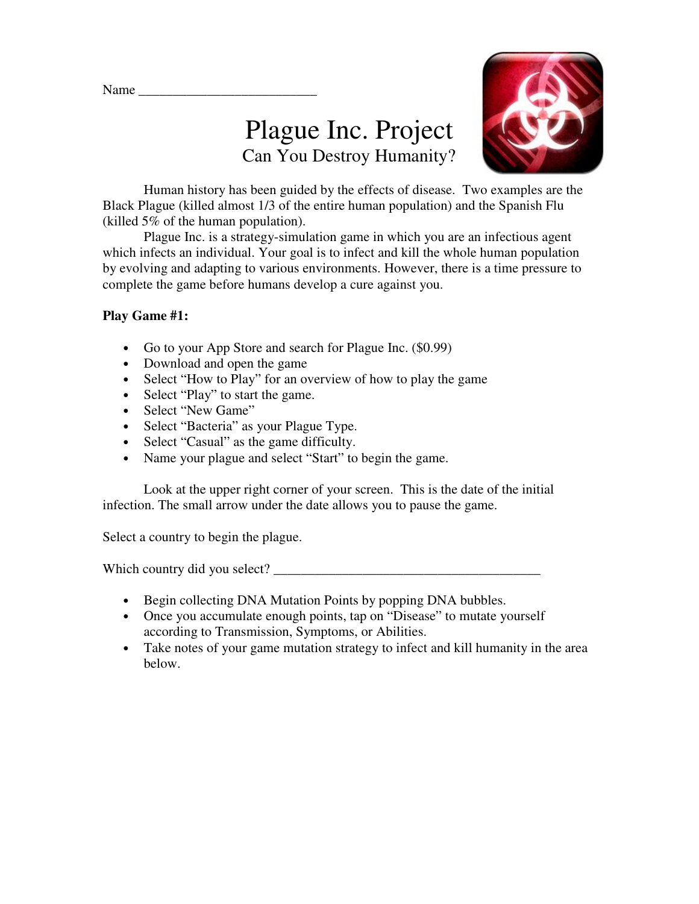Name ___________________________

# Plague Inc. Project

## Can You Destroy Humanity?

Human history has been guided by the effects of disease. Two examples are the Black Plague (killed almost 1/3 of the entire human population) and the Spanish Flu (killed 5% of the human population).

Plague Inc. is a strategy-simulation game in which you are an infectious agent which infects an individual. Your goal is to infect and kill the whole human population by evolving and adapting to various environments. However, there is a time pressure to complete the game before humans develop a cure against you.

**Play Game #1:**

- Go to your App Store and search for Plague Inc. ($0.99)
- Download and open the game
- Select "How to Play" for an overview of how to play the game
- Select "Play" to start the game.
- Select "New Game"
- Select "Bacteria" as your Plague Type.
- Select "Casual" as the game difficulty.
- Name your plague and select "Start" to begin the game.

Look at the upper right corner of your screen. This is the date of the initial infection. The small arrow under the date allows you to pause the game.

Select a country to begin the plague.

Which country did you select? ________________________________________

- Begin collecting DNA Mutation Points by popping DNA bubbles.
- Once you accumulate enough points, tap on "Disease" to mutate yourself according to Transmission, Symptoms, or Abilities.
- Take notes of your game mutation strategy to infect and kill humanity in the area below.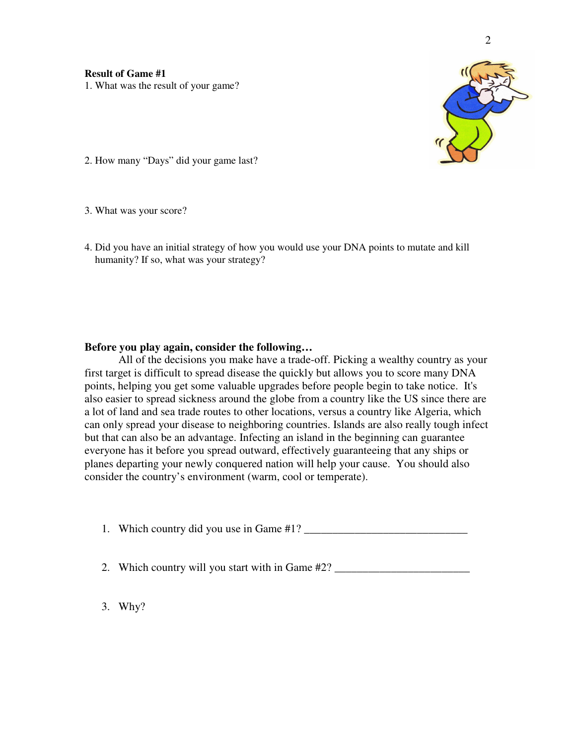**Result of Game #1**

1. What was the result of your game?

2. How many "Days" did your game last?

3. What was your score?

4. Did you have an initial strategy of how you would use your DNA points to mutate and kill humanity? If so, what was your strategy?

**Before you play again, consider the following…**

All of the decisions you make have a trade-off. Picking a wealthy country as your first target is difficult to spread disease the quickly but allows you to score many DNA points, helping you get some valuable upgrades before people begin to take notice. It's also easier to spread sickness around the globe from a country like the US since there are a lot of land and sea trade routes to other locations, versus a country like Algeria, which can only spread your disease to neighboring countries. Islands are also really tough infect but that can also be an advantage. Infecting an island in the beginning can guarantee everyone has it before you spread outward, effectively guaranteeing that any ships or planes departing your newly conquered nation will help your cause. You should also consider the country's environment (warm, cool or temperate).

1. Which country did you use in Game #1? _____________________________
2. Which country will you start with in Game #2? ________________________
3. Why?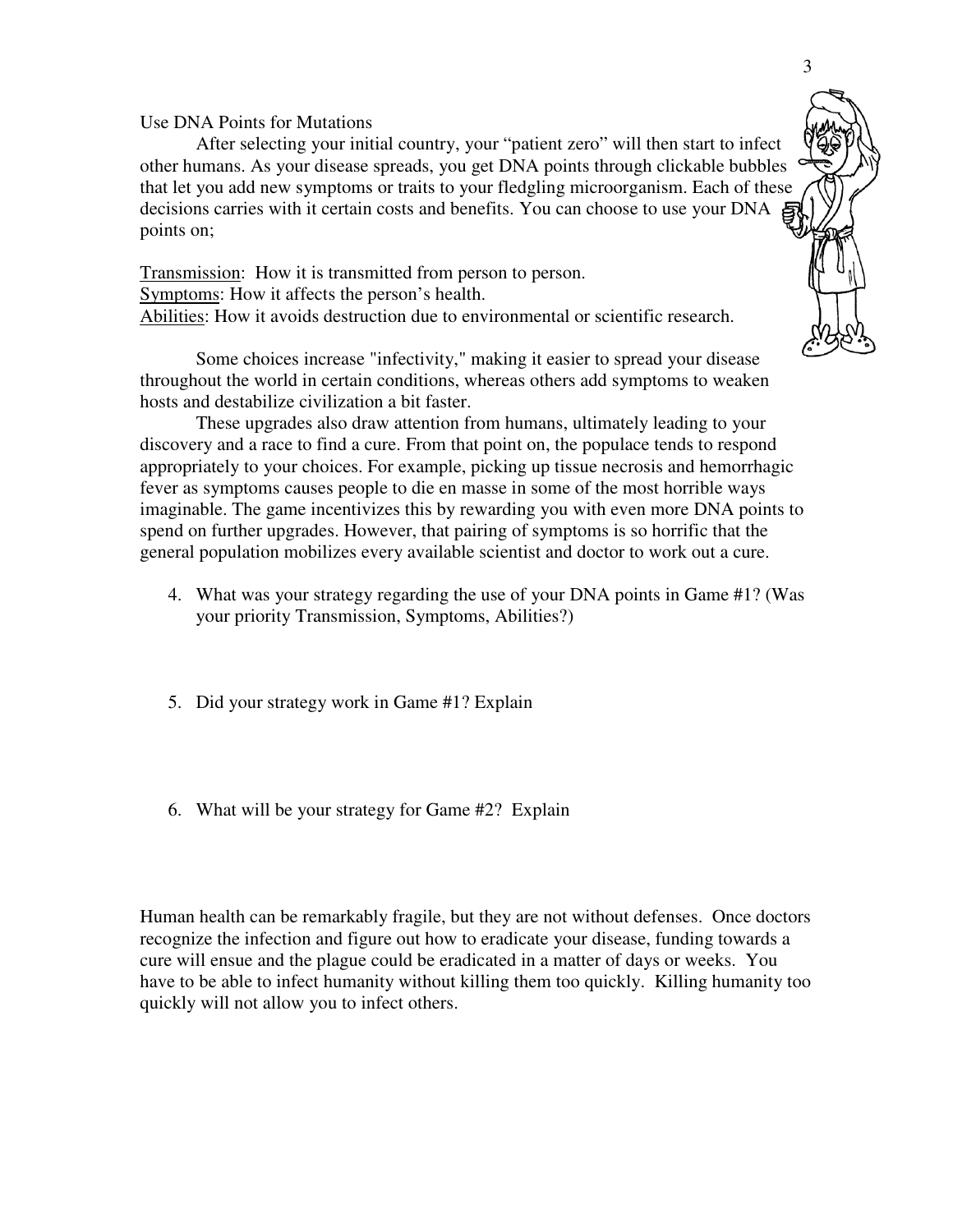Use DNA Points for Mutations

After selecting your initial country, your "patient zero" will then start to infect other humans. As your disease spreads, you get DNA points through clickable bubbles that let you add new symptoms or traits to your fledgling microorganism. Each of these decisions carries with it certain costs and benefits. You can choose to use your DNA points on;

Transmission: How it is transmitted from person to person.
Symptoms: How it affects the person's health.
Abilities: How it avoids destruction due to environmental or scientific research.

Some choices increase "infectivity," making it easier to spread your disease throughout the world in certain conditions, whereas others add symptoms to weaken hosts and destabilize civilization a bit faster.

These upgrades also draw attention from humans, ultimately leading to your discovery and a race to find a cure. From that point on, the populace tends to respond appropriately to your choices. For example, picking up tissue necrosis and hemorrhagic fever as symptoms causes people to die en masse in some of the most horrible ways imaginable. The game incentivizes this by rewarding you with even more DNA points to spend on further upgrades. However, that pairing of symptoms is so horrific that the general population mobilizes every available scientist and doctor to work out a cure.

4. What was your strategy regarding the use of your DNA points in Game #1? (Was your priority Transmission, Symptoms, Abilities?)

5. Did your strategy work in Game #1? Explain

6. What will be your strategy for Game #2? Explain

Human health can be remarkably fragile, but they are not without defenses. Once doctors recognize the infection and figure out how to eradicate your disease, funding towards a cure will ensue and the plague could be eradicated in a matter of days or weeks. You have to be able to infect humanity without killing them too quickly. Killing humanity too quickly will not allow you to infect others.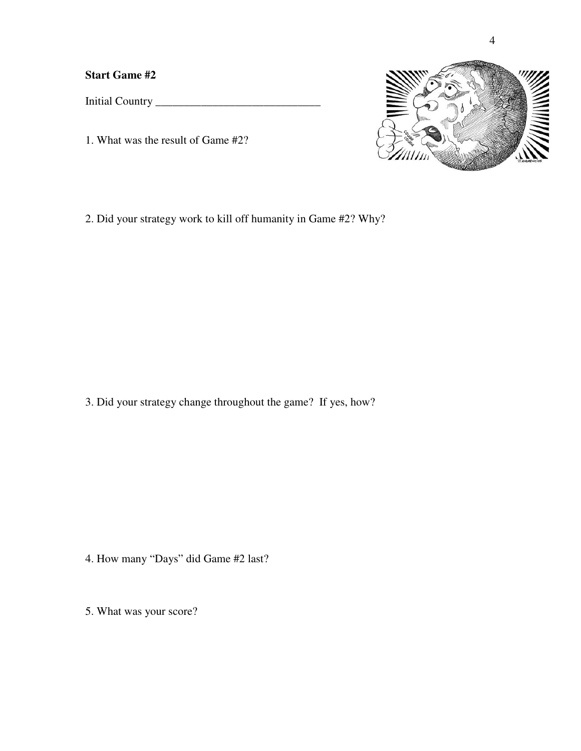**Start Game #2**

Initial Country ______________________________

1. What was the result of Game #2?

2. Did your strategy work to kill off humanity in Game #2? Why?

3. Did your strategy change throughout the game? If yes, how?

4. How many "Days" did Game #2 last?

5. What was your score?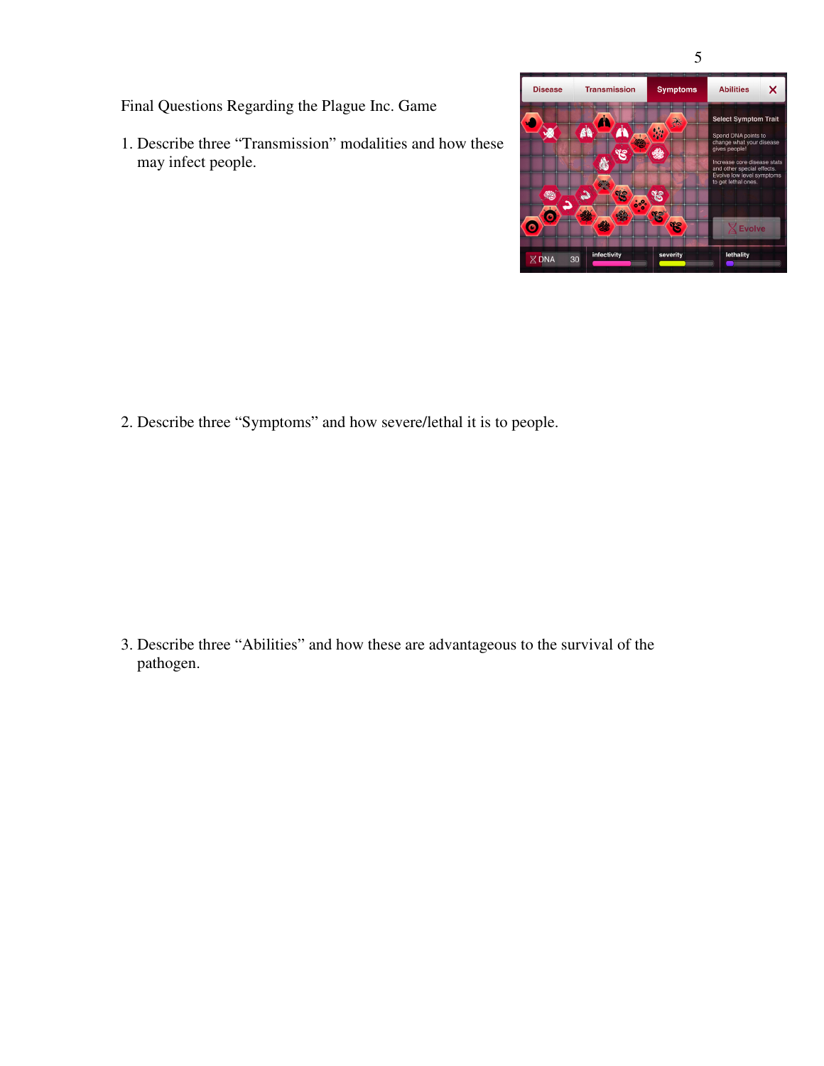Final Questions Regarding the Plague Inc. Game

1. Describe three "Transmission" modalities and how these may infect people.

2. Describe three "Symptoms" and how severe/lethal it is to people.

3. Describe three "Abilities" and how these are advantageous to the survival of the pathogen.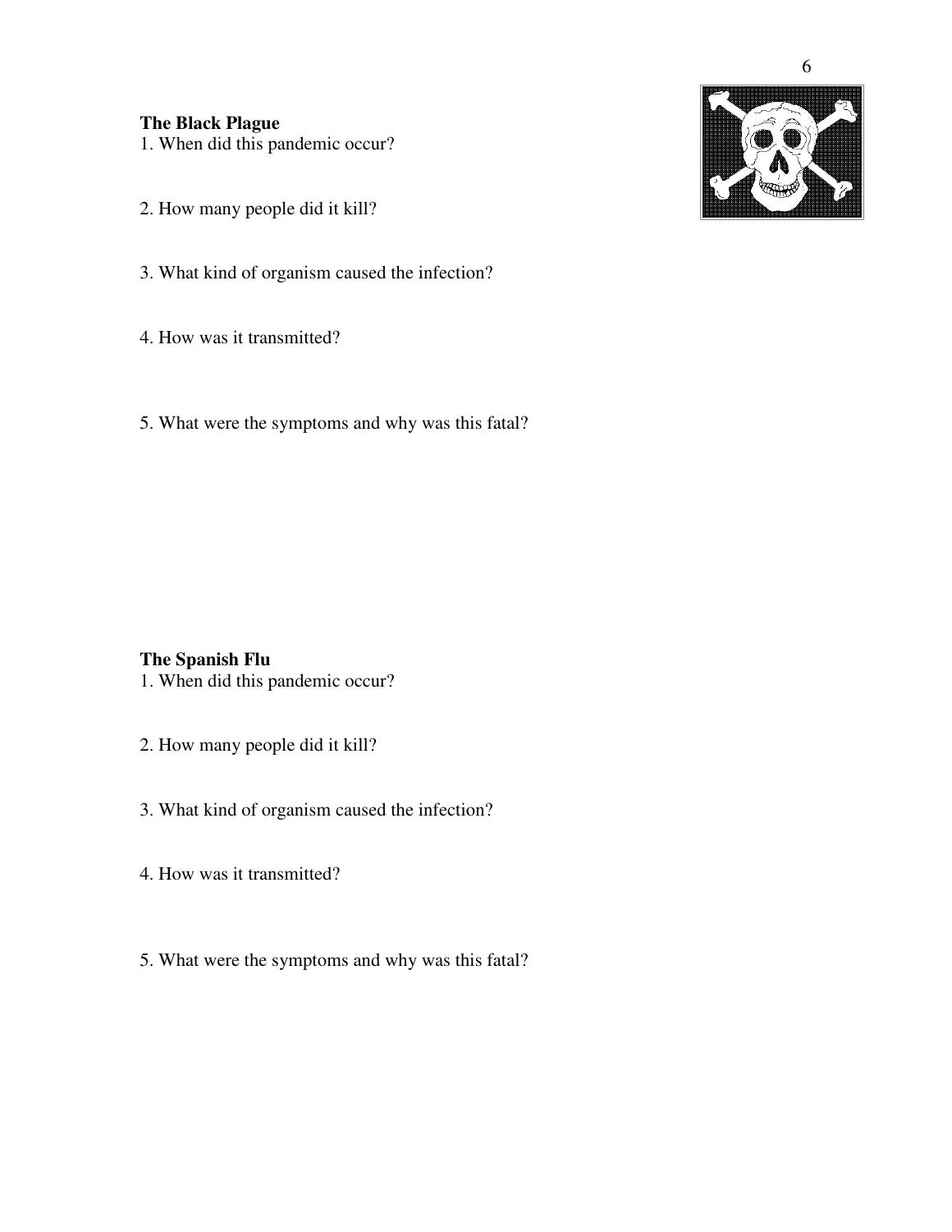**The Black Plague**

1. When did this pandemic occur?

2. How many people did it kill?

3. What kind of organism caused the infection?

4. How was it transmitted?

5. What were the symptoms and why was this fatal?

**The Spanish Flu**

1. When did this pandemic occur?

2. How many people did it kill?

3. What kind of organism caused the infection?

4. How was it transmitted?

5. What were the symptoms and why was this fatal?